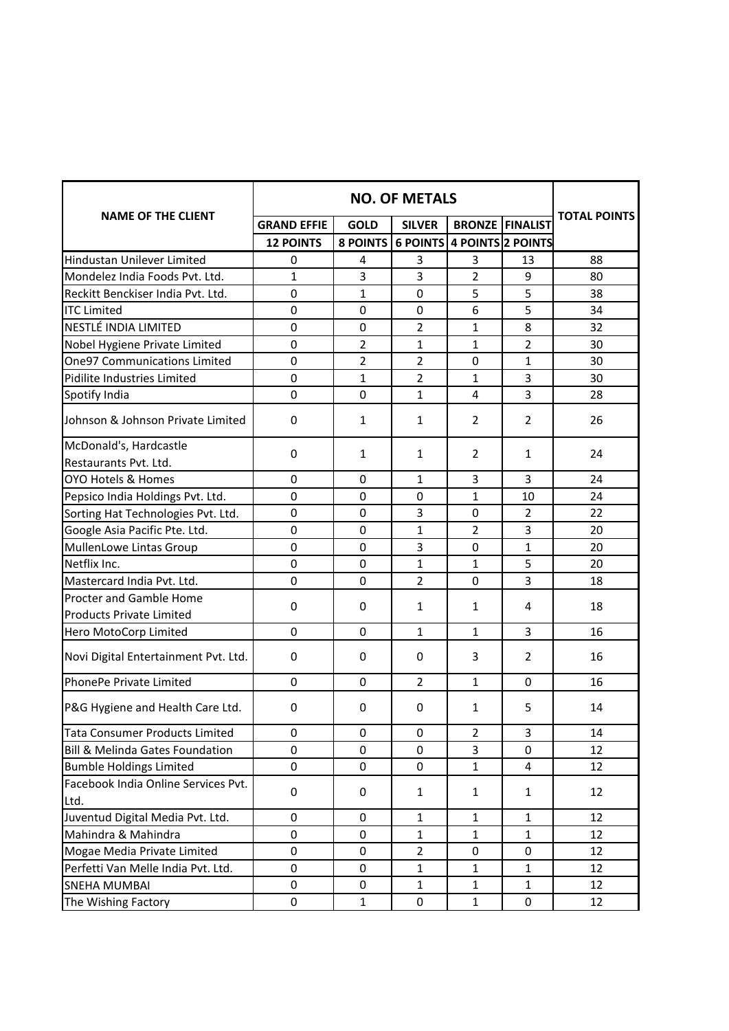| NAME OF THE CLIENT | NO. OF METALS | | | | | TOTAL POINTS |
|---|---|---|---|---|---|---|
| | GRAND EFFIE | GOLD | SILVER | BRONZE | FINALIST | |
| | 12 POINTS | 8 POINTS | 6 POINTS | 4 POINTS | 2 POINTS | |
| Hindustan Unilever Limited | 0 | 4 | 3 | 3 | 13 | 88 |
| Mondelez India Foods Pvt. Ltd. | 1 | 3 | 3 | 2 | 9 | 80 |
| Reckitt Benckiser India Pvt. Ltd. | 0 | 1 | 0 | 5 | 5 | 38 |
| ITC Limited | 0 | 0 | 0 | 6 | 5 | 34 |
| NESTLÉ INDIA LIMITED | 0 | 0 | 2 | 1 | 8 | 32 |
| Nobel Hygiene Private Limited | 0 | 2 | 1 | 1 | 2 | 30 |
| One97 Communications Limited | 0 | 2 | 2 | 0 | 1 | 30 |
| Pidilite Industries Limited | 0 | 1 | 2 | 1 | 3 | 30 |
| Spotify India | 0 | 0 | 1 | 4 | 3 | 28 |
| Johnson & Johnson Private Limited | 0 | 1 | 1 | 2 | 2 | 26 |
| McDonald's, Hardcastle Restaurants Pvt. Ltd. | 0 | 1 | 1 | 2 | 1 | 24 |
| OYO Hotels & Homes | 0 | 0 | 1 | 3 | 3 | 24 |
| Pepsico India Holdings Pvt. Ltd. | 0 | 0 | 0 | 1 | 10 | 24 |
| Sorting Hat Technologies Pvt. Ltd. | 0 | 0 | 3 | 0 | 2 | 22 |
| Google Asia Pacific Pte. Ltd. | 0 | 0 | 1 | 2 | 3 | 20 |
| MullenLowe Lintas Group | 0 | 0 | 3 | 0 | 1 | 20 |
| Netflix Inc. | 0 | 0 | 1 | 1 | 5 | 20 |
| Mastercard India Pvt. Ltd. | 0 | 0 | 2 | 0 | 3 | 18 |
| Procter and Gamble Home Products Private Limited | 0 | 0 | 1 | 1 | 4 | 18 |
| Hero MotoCorp Limited | 0 | 0 | 1 | 1 | 3 | 16 |
| Novi Digital Entertainment Pvt. Ltd. | 0 | 0 | 0 | 3 | 2 | 16 |
| PhonePe Private Limited | 0 | 0 | 2 | 1 | 0 | 16 |
| P&G Hygiene and Health Care Ltd. | 0 | 0 | 0 | 1 | 5 | 14 |
| Tata Consumer Products Limited | 0 | 0 | 0 | 2 | 3 | 14 |
| Bill & Melinda Gates Foundation | 0 | 0 | 0 | 3 | 0 | 12 |
| Bumble Holdings Limited | 0 | 0 | 0 | 1 | 4 | 12 |
| Facebook India Online Services Pvt. Ltd. | 0 | 0 | 1 | 1 | 1 | 12 |
| Juventud Digital Media Pvt. Ltd. | 0 | 0 | 1 | 1 | 1 | 12 |
| Mahindra & Mahindra | 0 | 0 | 1 | 1 | 1 | 12 |
| Mogae Media Private Limited | 0 | 0 | 2 | 0 | 0 | 12 |
| Perfetti Van Melle India Pvt. Ltd. | 0 | 0 | 1 | 1 | 1 | 12 |
| SNEHA MUMBAI | 0 | 0 | 1 | 1 | 1 | 12 |
| The Wishing Factory | 0 | 1 | 0 | 1 | 0 | 12 |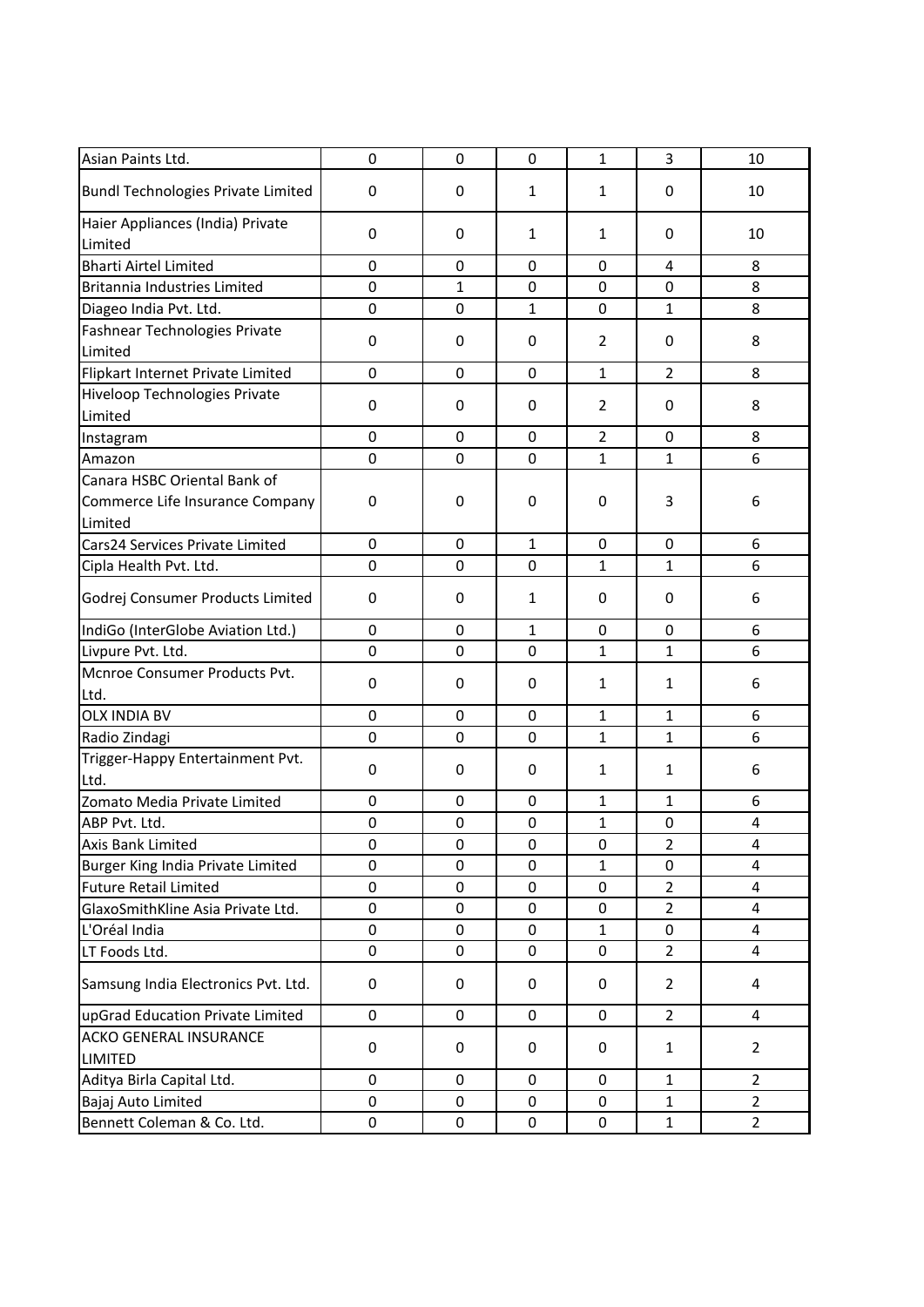| | | | | | | |
|---|---|---|---|---|---|---|
| Asian Paints Ltd. | 0 | 0 | 0 | 1 | 3 | 10 |
| Bundl Technologies Private Limited | 0 | 0 | 1 | 1 | 0 | 10 |
| Haier Appliances (India) Private Limited | 0 | 0 | 1 | 1 | 0 | 10 |
| Bharti Airtel Limited | 0 | 0 | 0 | 0 | 4 | 8 |
| Britannia Industries Limited | 0 | 1 | 0 | 0 | 0 | 8 |
| Diageo India Pvt. Ltd. | 0 | 0 | 1 | 0 | 1 | 8 |
| Fashnear Technologies Private Limited | 0 | 0 | 0 | 2 | 0 | 8 |
| Flipkart Internet Private Limited | 0 | 0 | 0 | 1 | 2 | 8 |
| Hiveloop Technologies Private Limited | 0 | 0 | 0 | 2 | 0 | 8 |
| Instagram | 0 | 0 | 0 | 2 | 0 | 8 |
| Amazon | 0 | 0 | 0 | 1 | 1 | 6 |
| Canara HSBC Oriental Bank of Commerce Life Insurance Company Limited | 0 | 0 | 0 | 0 | 3 | 6 |
| Cars24 Services Private Limited | 0 | 0 | 1 | 0 | 0 | 6 |
| Cipla Health Pvt. Ltd. | 0 | 0 | 0 | 1 | 1 | 6 |
| Godrej Consumer Products Limited | 0 | 0 | 1 | 0 | 0 | 6 |
| IndiGo (InterGlobe Aviation Ltd.) | 0 | 0 | 1 | 0 | 0 | 6 |
| Livpure Pvt. Ltd. | 0 | 0 | 0 | 1 | 1 | 6 |
| Mcnroe Consumer Products Pvt. Ltd. | 0 | 0 | 0 | 1 | 1 | 6 |
| OLX INDIA BV | 0 | 0 | 0 | 1 | 1 | 6 |
| Radio Zindagi | 0 | 0 | 0 | 1 | 1 | 6 |
| Trigger-Happy Entertainment Pvt. Ltd. | 0 | 0 | 0 | 1 | 1 | 6 |
| Zomato Media Private Limited | 0 | 0 | 0 | 1 | 1 | 6 |
| ABP Pvt. Ltd. | 0 | 0 | 0 | 1 | 0 | 4 |
| Axis Bank Limited | 0 | 0 | 0 | 0 | 2 | 4 |
| Burger King India Private Limited | 0 | 0 | 0 | 1 | 0 | 4 |
| Future Retail Limited | 0 | 0 | 0 | 0 | 2 | 4 |
| GlaxoSmithKline Asia Private Ltd. | 0 | 0 | 0 | 0 | 2 | 4 |
| L'Oréal India | 0 | 0 | 0 | 1 | 0 | 4 |
| LT Foods Ltd. | 0 | 0 | 0 | 0 | 2 | 4 |
| Samsung India Electronics Pvt. Ltd. | 0 | 0 | 0 | 0 | 2 | 4 |
| upGrad Education Private Limited | 0 | 0 | 0 | 0 | 2 | 4 |
| ACKO GENERAL INSURANCE LIMITED | 0 | 0 | 0 | 0 | 1 | 2 |
| Aditya Birla Capital Ltd. | 0 | 0 | 0 | 0 | 1 | 2 |
| Bajaj Auto Limited | 0 | 0 | 0 | 0 | 1 | 2 |
| Bennett Coleman & Co. Ltd. | 0 | 0 | 0 | 0 | 1 | 2 |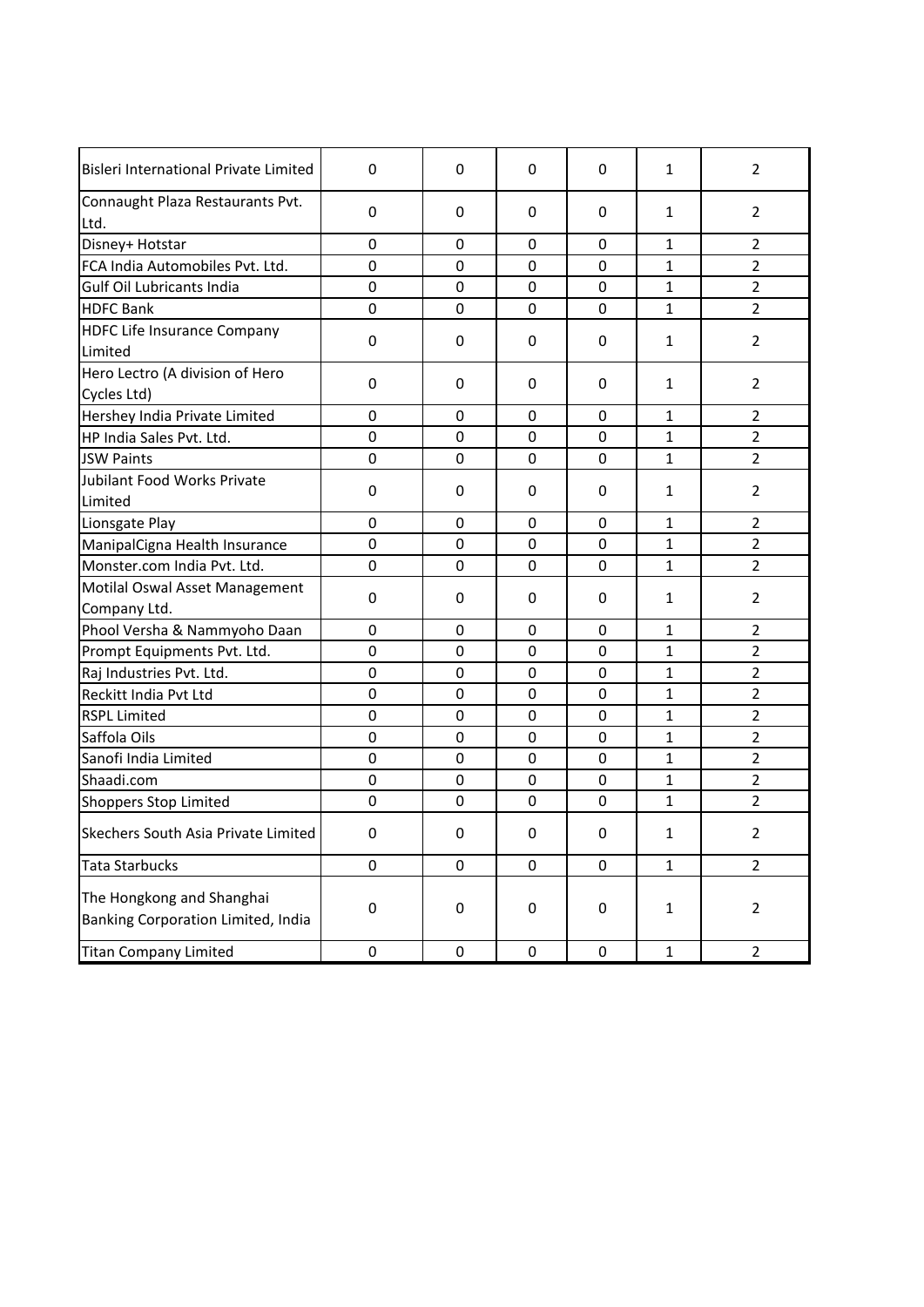| | | | | | | |
|---|---|---|---|---|---|---|
| Bisleri International Private Limited | 0 | 0 | 0 | 0 | 1 | 2 |
| Connaught Plaza Restaurants Pvt. Ltd. | 0 | 0 | 0 | 0 | 1 | 2 |
| Disney+ Hotstar | 0 | 0 | 0 | 0 | 1 | 2 |
| FCA India Automobiles Pvt. Ltd. | 0 | 0 | 0 | 0 | 1 | 2 |
| Gulf Oil Lubricants India | 0 | 0 | 0 | 0 | 1 | 2 |
| HDFC Bank | 0 | 0 | 0 | 0 | 1 | 2 |
| HDFC Life Insurance Company Limited | 0 | 0 | 0 | 0 | 1 | 2 |
| Hero Lectro (A division of Hero Cycles Ltd) | 0 | 0 | 0 | 0 | 1 | 2 |
| Hershey India Private Limited | 0 | 0 | 0 | 0 | 1 | 2 |
| HP India Sales Pvt. Ltd. | 0 | 0 | 0 | 0 | 1 | 2 |
| JSW Paints | 0 | 0 | 0 | 0 | 1 | 2 |
| Jubilant Food Works Private Limited | 0 | 0 | 0 | 0 | 1 | 2 |
| Lionsgate Play | 0 | 0 | 0 | 0 | 1 | 2 |
| ManipalCigna Health Insurance | 0 | 0 | 0 | 0 | 1 | 2 |
| Monster.com India Pvt. Ltd. | 0 | 0 | 0 | 0 | 1 | 2 |
| Motilal Oswal Asset Management Company Ltd. | 0 | 0 | 0 | 0 | 1 | 2 |
| Phool Versha & Nammyoho Daan | 0 | 0 | 0 | 0 | 1 | 2 |
| Prompt Equipments Pvt. Ltd. | 0 | 0 | 0 | 0 | 1 | 2 |
| Raj Industries Pvt. Ltd. | 0 | 0 | 0 | 0 | 1 | 2 |
| Reckitt India Pvt Ltd | 0 | 0 | 0 | 0 | 1 | 2 |
| RSPL Limited | 0 | 0 | 0 | 0 | 1 | 2 |
| Saffola Oils | 0 | 0 | 0 | 0 | 1 | 2 |
| Sanofi India Limited | 0 | 0 | 0 | 0 | 1 | 2 |
| Shaadi.com | 0 | 0 | 0 | 0 | 1 | 2 |
| Shoppers Stop Limited | 0 | 0 | 0 | 0 | 1 | 2 |
| Skechers South Asia Private Limited | 0 | 0 | 0 | 0 | 1 | 2 |
| Tata Starbucks | 0 | 0 | 0 | 0 | 1 | 2 |
| The Hongkong and Shanghai Banking Corporation Limited, India | 0 | 0 | 0 | 0 | 1 | 2 |
| Titan Company Limited | 0 | 0 | 0 | 0 | 1 | 2 |